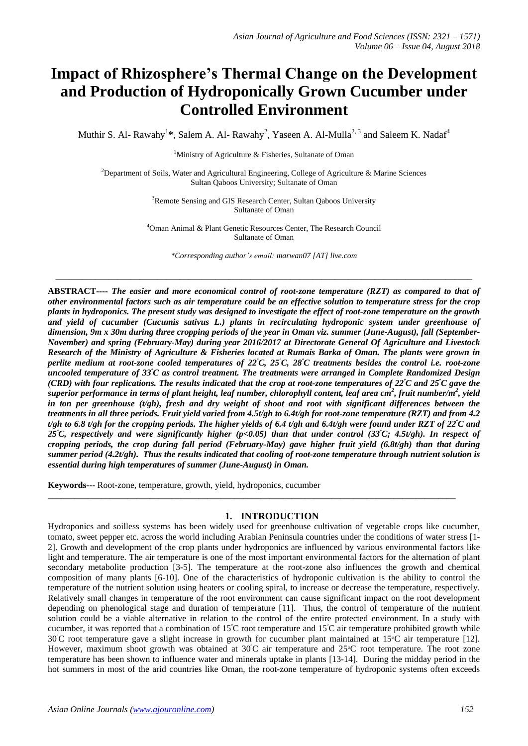# Impact of Rhizosphere's Thermal Change on the Development and Production of Hydroponically Grown Cucumber under Controlled Environment

Muthir S. Al- Rawahy[1]*, Salem A. Al- Rawahy[2], Yaseen A. Al-Mulla[2, 3] and Saleem K. Nadaf[4]

[1]Ministry of Agriculture & Fisheries, Sultanate of Oman

[2]Department of Soils, Water and Agricultural Engineering, College of Agriculture & Marine Sciences Sultan Qaboos University; Sultanate of Oman

[3]Remote Sensing and GIS Research Center, Sultan Qaboos University Sultanate of Oman

[4]Oman Animal & Plant Genetic Resources Center, The Research Council Sultanate of Oman

*Corresponding author's email: marwan07 [AT] live.com

---

**ABSTRACT----** ***The easier and more economical control of root-zone temperature (RZT) as compared to that of other environmental factors such as air temperature could be an effective solution to temperature stress for the crop plants in hydroponics. The present study was designed to investigate the effect of root-zone temperature on the growth and yield of cucumber (Cucumis sativus L.) plants in recirculating hydroponic system under greenhouse of dimension, 9m x 30m during three cropping periods of the year in Oman viz. summer (June-August), fall (September-November) and spring (February-May) during year 2016/2017 at Directorate General Of Agriculture and Livestock Research of the Ministry of Agriculture & Fisheries located at Rumais Barka of Oman. The plants were grown in perlite medium at root-zone cooled temperatures of 22°C, 25°C, 28°C treatments besides the control i.e. root-zone uncooled temperature of 33°C as control treatment. The treatments were arranged in Complete Randomized Design (CRD) with four replications. The results indicated that the crop at root-zone temperatures of 22°C and 25°C gave the superior performance in terms of plant height, leaf number, chlorophyll content, leaf area cm$^2$, fruit number/m$^2$, yield in ton per greenhouse (t/gh), fresh and dry weight of shoot and root with significant differences between the treatments in all three periods. Fruit yield varied from 4.5t/gh to 6.4t/gh for root-zone temperature (RZT) and from 4.2 t/gh to 6.8 t/gh for the cropping periods. The higher yields of 6.4 t/gh and 6.4t/gh were found under RZT of 22°C and 25°C, respectively and were significantly higher ($p<0.05$) than that under control (33°C; 4.5t/gh). In respect of cropping periods, the crop during fall period (February-May) gave higher fruit yield (6.8t/gh) than that during summer period (4.2t/gh). Thus the results indicated that cooling of root-zone temperature through nutrient solution is essential during high temperatures of summer (June-August) in Oman.***

**Keywords**--- Root-zone, temperature, growth, yield, hydroponics, cucumber

---

## 1. INTRODUCTION

Hydroponics and soilless systems has been widely used for greenhouse cultivation of vegetable crops like cucumber, tomato, sweet pepper etc. across the world including Arabian Peninsula countries under the conditions of water stress [1-2]. Growth and development of the crop plants under hydroponics are influenced by various environmental factors like light and temperature. The air temperature is one of the most important environmental factors for the alternation of plant secondary metabolite production [3-5]. The temperature at the root-zone also influences the growth and chemical composition of many plants [6-10]. One of the characteristics of hydroponic cultivation is the ability to control the temperature of the nutrient solution using heaters or cooling spiral, to increase or decrease the temperature, respectively. Relatively small changes in temperature of the root environment can cause significant impact on the root development depending on phenological stage and duration of temperature [11]. Thus, the control of temperature of the nutrient solution could be a viable alternative in relation to the control of the entire protected environment. In a study with cucumber, it was reported that a combination of 15°C root temperature and 15°C air temperature prohibited growth while 30°C root temperature gave a slight increase in growth for cucumber plant maintained at 15°C air temperature [12]. However, maximum shoot growth was obtained at 30°C air temperature and 25°C root temperature. The root zone temperature has been shown to influence water and minerals uptake in plants [13-14]. During the midday period in the hot summers in most of the arid countries like Oman, the root-zone temperature of hydroponic systems often exceeds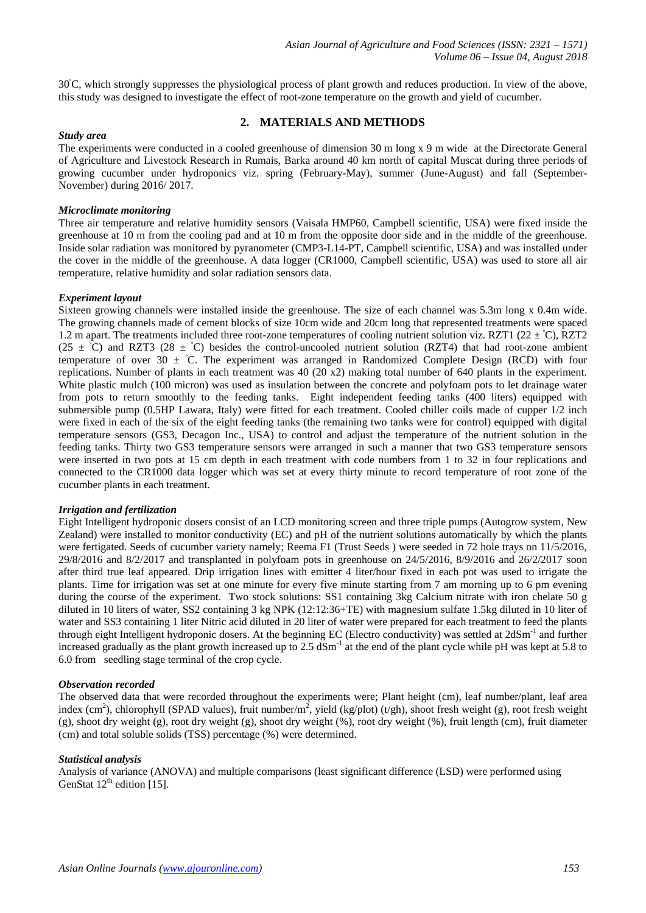30°C, which strongly suppresses the physiological process of plant growth and reduces production. In view of the above, this study was designed to investigate the effect of root-zone temperature on the growth and yield of cucumber.

## 2. MATERIALS AND METHODS

***Study area***

The experiments were conducted in a cooled greenhouse of dimension 30 m long x 9 m wide at the Directorate General of Agriculture and Livestock Research in Rumais, Barka around 40 km north of capital Muscat during three periods of growing cucumber under hydroponics viz. spring (February-May), summer (June-August) and fall (September-November) during 2016/ 2017.

***Microclimate monitoring***

Three air temperature and relative humidity sensors (Vaisala HMP60, Campbell scientific, USA) were fixed inside the greenhouse at 10 m from the cooling pad and at 10 m from the opposite door side and in the middle of the greenhouse. Inside solar radiation was monitored by pyranometer (CMP3-L14-PT, Campbell scientific, USA) and was installed under the cover in the middle of the greenhouse. A data logger (CR1000, Campbell scientific, USA) was used to store all air temperature, relative humidity and solar radiation sensors data.

***Experiment layout***

Sixteen growing channels were installed inside the greenhouse. The size of each channel was 5.3m long x 0.4m wide. The growing channels made of cement blocks of size 10cm wide and 20cm long that represented treatments were spaced 1.2 m apart. The treatments included three root-zone temperatures of cooling nutrient solution viz. RZT1 (22 ± °C), RZT2 (25 ± °C) and RZT3 (28 ± °C) besides the control-uncooled nutrient solution (RZT4) that had root-zone ambient temperature of over 30 ± °C. The experiment was arranged in Randomized Complete Design (RCD) with four replications. Number of plants in each treatment was 40 (20 x2) making total number of 640 plants in the experiment. White plastic mulch (100 micron) was used as insulation between the concrete and polyfoam pots to let drainage water from pots to return smoothly to the feeding tanks. Eight independent feeding tanks (400 liters) equipped with submersible pump (0.5HP Lawara, Italy) were fitted for each treatment. Cooled chiller coils made of cupper 1/2 inch were fixed in each of the six of the eight feeding tanks (the remaining two tanks were for control) equipped with digital temperature sensors (GS3, Decagon Inc., USA) to control and adjust the temperature of the nutrient solution in the feeding tanks. Thirty two GS3 temperature sensors were arranged in such a manner that two GS3 temperature sensors were inserted in two pots at 15 cm depth in each treatment with code numbers from 1 to 32 in four replications and connected to the CR1000 data logger which was set at every thirty minute to record temperature of root zone of the cucumber plants in each treatment.

***Irrigation and fertilization***

Eight Intelligent hydroponic dosers consist of an LCD monitoring screen and three triple pumps (Autogrow system, New Zealand) were installed to monitor conductivity (EC) and pH of the nutrient solutions automatically by which the plants were fertigated. Seeds of cucumber variety namely; Reema F1 (Trust Seeds ) were seeded in 72 hole trays on 11/5/2016, 29/8/2016 and 8/2/2017 and transplanted in polyfoam pots in greenhouse on 24/5/2016, 8/9/2016 and 26/2/2017 soon after third true leaf appeared. Drip irrigation lines with emitter 4 liter/hour fixed in each pot was used to irrigate the plants. Time for irrigation was set at one minute for every five minute starting from 7 am morning up to 6 pm evening during the course of the experiment. Two stock solutions: SS1 containing 3kg Calcium nitrate with iron chelate 50 g diluted in 10 liters of water, SS2 containing 3 kg NPK (12:12:36+TE) with magnesium sulfate 1.5kg diluted in 10 liter of water and SS3 containing 1 liter Nitric acid diluted in 20 liter of water were prepared for each treatment to feed the plants through eight Intelligent hydroponic dosers. At the beginning EC (Electro conductivity) was settled at 2dSm$^{-1}$ and further increased gradually as the plant growth increased up to 2.5 dSm$^{-1}$ at the end of the plant cycle while pH was kept at 5.8 to 6.0 from seedling stage terminal of the crop cycle.

***Observation recorded***

The observed data that were recorded throughout the experiments were; Plant height (cm), leaf number/plant, leaf area index (cm$^2$), chlorophyll (SPAD values), fruit number/m$^2$, yield (kg/plot) (t/gh), shoot fresh weight (g), root fresh weight (g), shoot dry weight (g), root dry weight (g), shoot dry weight (%), root dry weight (%), fruit length (cm), fruit diameter (cm) and total soluble solids (TSS) percentage (%) were determined.

***Statistical analysis***

Analysis of variance (ANOVA) and multiple comparisons (least significant difference (LSD) were performed using GenStat 12$^{th}$ edition [15].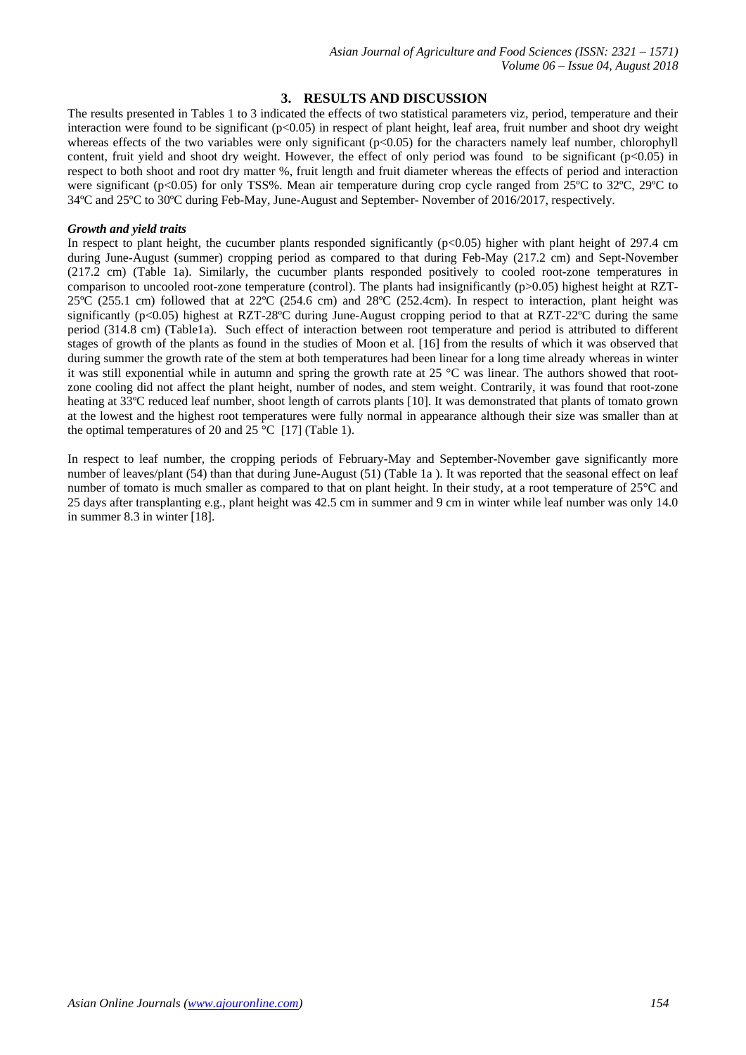## 3. RESULTS AND DISCUSSION

The results presented in Tables 1 to 3 indicated the effects of two statistical parameters viz, period, temperature and their interaction were found to be significant ($p<0.05$) in respect of plant height, leaf area, fruit number and shoot dry weight whereas effects of the two variables were only significant ($p<0.05$) for the characters namely leaf number, chlorophyll content, fruit yield and shoot dry weight. However, the effect of only period was found to be significant ($p<0.05$) in respect to both shoot and root dry matter %, fruit length and fruit diameter whereas the effects of period and interaction were significant ($p<0.05$) for only TSS%. Mean air temperature during crop cycle ranged from 25ºC to 32ºC, 29ºC to 34ºC and 25ºC to 30ºC during Feb-May, June-August and September- November of 2016/2017, respectively.

### *Growth and yield traits*

In respect to plant height, the cucumber plants responded significantly ($p<0.05$) higher with plant height of 297.4 cm during June-August (summer) cropping period as compared to that during Feb-May (217.2 cm) and Sept-November (217.2 cm) (Table 1a). Similarly, the cucumber plants responded positively to cooled root-zone temperatures in comparison to uncooled root-zone temperature (control). The plants had insignificantly ($p>0.05$) highest height at RZT-25ºC (255.1 cm) followed that at 22ºC (254.6 cm) and 28ºC (252.4cm). In respect to interaction, plant height was significantly ($p<0.05$) highest at RZT-28ºC during June-August cropping period to that at RZT-22ºC during the same period (314.8 cm) (Table1a). Such effect of interaction between root temperature and period is attributed to different stages of growth of the plants as found in the studies of Moon et al. [16] from the results of which it was observed that during summer the growth rate of the stem at both temperatures had been linear for a long time already whereas in winter it was still exponential while in autumn and spring the growth rate at 25 °C was linear. The authors showed that root-zone cooling did not affect the plant height, number of nodes, and stem weight. Contrarily, it was found that root-zone heating at 33ºC reduced leaf number, shoot length of carrots plants [10]. It was demonstrated that plants of tomato grown at the lowest and the highest root temperatures were fully normal in appearance although their size was smaller than at the optimal temperatures of 20 and 25 °C [17] (Table 1).

In respect to leaf number, the cropping periods of February-May and September-November gave significantly more number of leaves/plant (54) than that during June-August (51) (Table 1a ). It was reported that the seasonal effect on leaf number of tomato is much smaller as compared to that on plant height. In their study, at a root temperature of 25°C and 25 days after transplanting e.g., plant height was 42.5 cm in summer and 9 cm in winter while leaf number was only 14.0 in summer 8.3 in winter [18].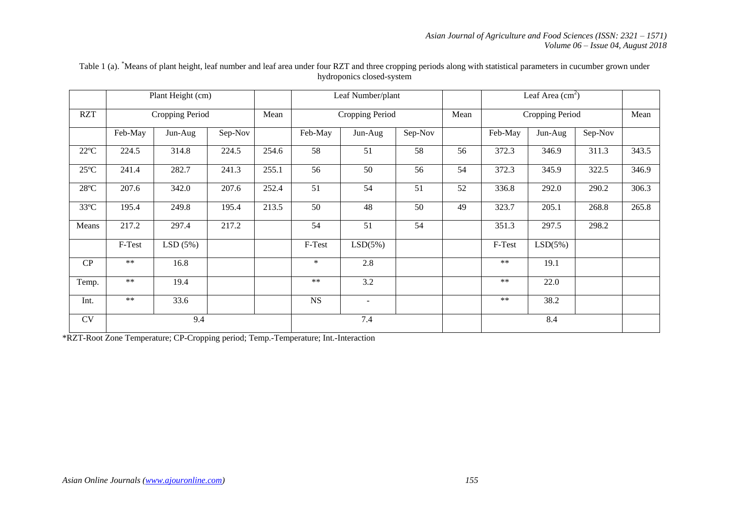Table 1 (a). [*]Means of plant height, leaf number and leaf area under four RZT and three cropping periods along with statistical parameters in cucumber grown under hydroponics closed-system

| | Plant Height (cm) | | | | Leaf Number/plant | | | | Leaf Area ($cm^2$) | | | |
|---|---|---|---|---|---|---|---|---|---|---|---|---|
| RZT | Cropping Period | | | Mean | Cropping Period | | | Mean | Cropping Period | | | Mean |
| | Feb-May | Jun-Aug | Sep-Nov | | Feb-May | Jun-Aug | Sep-Nov | | Feb-May | Jun-Aug | Sep-Nov | |
| 22ºC | 224.5 | 314.8 | 224.5 | 254.6 | 58 | 51 | 58 | 56 | 372.3 | 346.9 | 311.3 | 343.5 |
| 25ºC | 241.4 | 282.7 | 241.3 | 255.1 | 56 | 50 | 56 | 54 | 372.3 | 345.9 | 322.5 | 346.9 |
| 28ºC | 207.6 | 342.0 | 207.6 | 252.4 | 51 | 54 | 51 | 52 | 336.8 | 292.0 | 290.2 | 306.3 |
| 33ºC | 195.4 | 249.8 | 195.4 | 213.5 | 50 | 48 | 50 | 49 | 323.7 | 205.1 | 268.8 | 265.8 |
| Means | 217.2 | 297.4 | 217.2 | | 54 | 51 | 54 | | 351.3 | 297.5 | 298.2 | |
| | F-Test | LSD (5%) | | | F-Test | LSD(5%) | | | F-Test | LSD(5%) | | |
| CP | ** | 16.8 | | | * | 2.8 | | | ** | 19.1 | | |
| Temp. | ** | 19.4 | | | ** | 3.2 | | | ** | 22.0 | | |
| Int. | ** | 33.6 | | | NS | - | | | ** | 38.2 | | |
| CV | 9.4 | | | | 7.4 | | | | 8.4 | | | |

*RZT-Root Zone Temperature; CP-Cropping period; Temp.-Temperature; Int.-Interaction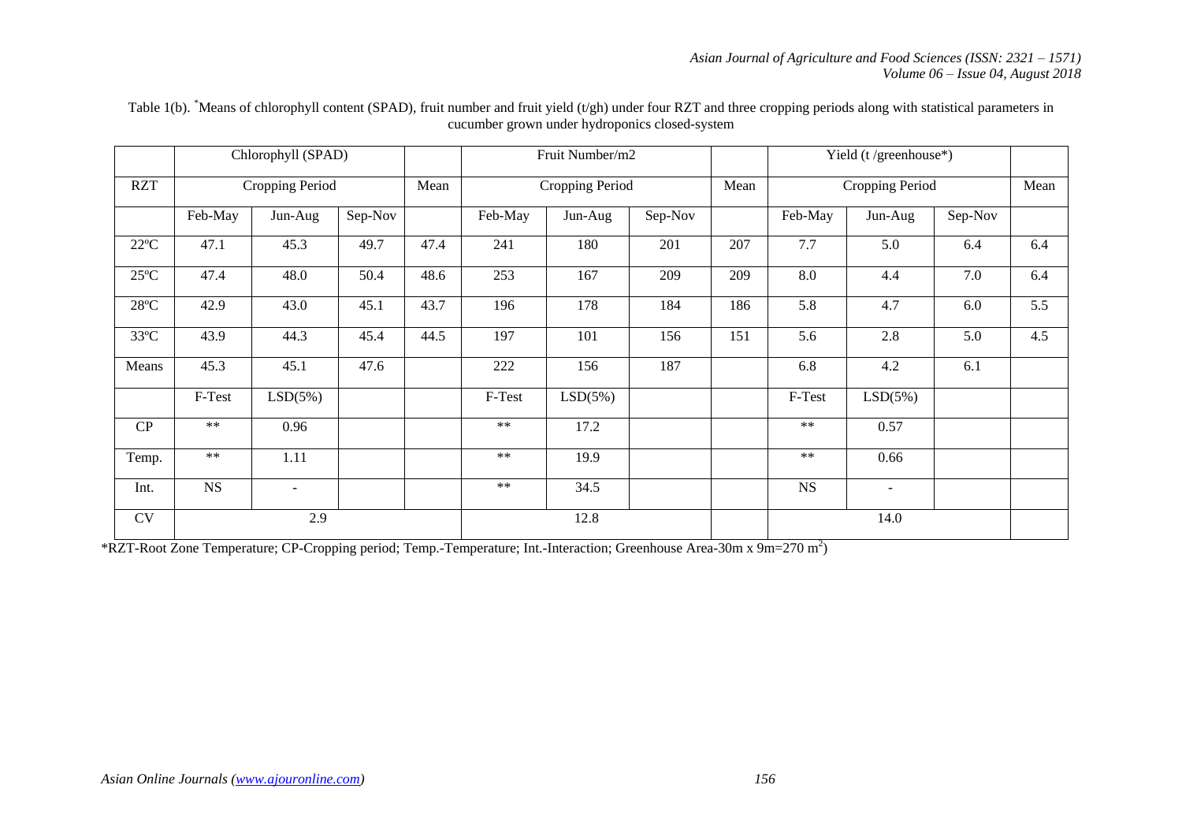Table 1(b). *Means of chlorophyll content (SPAD), fruit number and fruit yield (t/gh) under four RZT and three cropping periods along with statistical parameters in cucumber grown under hydroponics closed-system

| | Chlorophyll (SPAD) | | | | Fruit Number/m2 | | | | Yield (t /greenhouse*) | | | |
|---|---|---|---|---|---|---|---|---|---|---|---|---|
| RZT | Cropping Period | | | Mean | Cropping Period | | | Mean | Cropping Period | | | Mean |
| | Feb-May | Jun-Aug | Sep-Nov | | Feb-May | Jun-Aug | Sep-Nov | | Feb-May | Jun-Aug | Sep-Nov | |
| 22ºC | 47.1 | 45.3 | 49.7 | 47.4 | 241 | 180 | 201 | 207 | 7.7 | 5.0 | 6.4 | 6.4 |
| 25ºC | 47.4 | 48.0 | 50.4 | 48.6 | 253 | 167 | 209 | 209 | 8.0 | 4.4 | 7.0 | 6.4 |
| 28ºC | 42.9 | 43.0 | 45.1 | 43.7 | 196 | 178 | 184 | 186 | 5.8 | 4.7 | 6.0 | 5.5 |
| 33ºC | 43.9 | 44.3 | 45.4 | 44.5 | 197 | 101 | 156 | 151 | 5.6 | 2.8 | 5.0 | 4.5 |
| Means | 45.3 | 45.1 | 47.6 | | 222 | 156 | 187 | | 6.8 | 4.2 | 6.1 | |
| | F-Test | LSD(5%) | | | F-Test | LSD(5%) | | | F-Test | LSD(5%) | | |
| CP | ** | 0.96 | | | ** | 17.2 | | | ** | 0.57 | | |
| Temp. | ** | 1.11 | | | ** | 19.9 | | | ** | 0.66 | | |
| Int. | NS | - | | | ** | 34.5 | | | NS | - | | |
| CV | 2.9 | | | | 12.8 | | | | 14.0 | | | |

*RZT-Root Zone Temperature; CP-Cropping period; Temp.-Temperature; Int.-Interaction; Greenhouse Area-30m x 9m=270 $m^2$)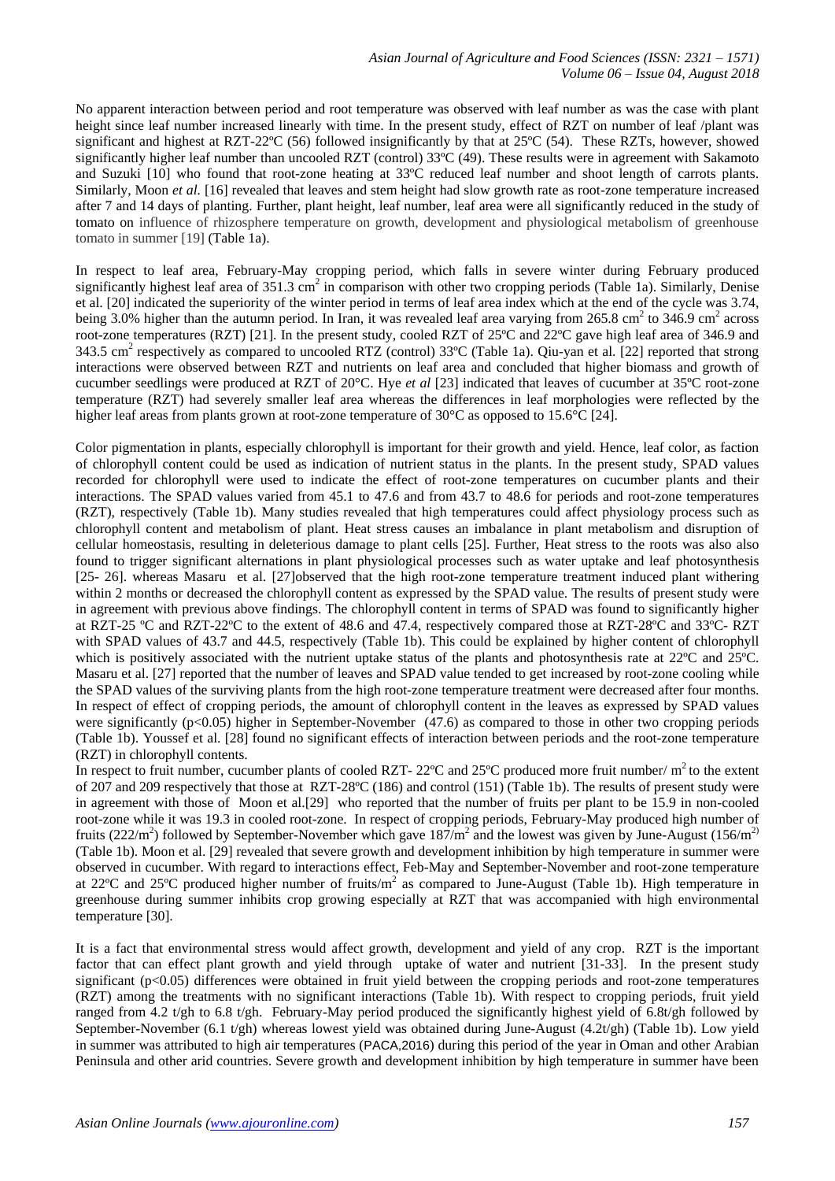No apparent interaction between period and root temperature was observed with leaf number as was the case with plant height since leaf number increased linearly with time. In the present study, effect of RZT on number of leaf /plant was significant and highest at RZT-22ºC (56) followed insignificantly by that at 25ºC (54). These RZTs, however, showed significantly higher leaf number than uncooled RZT (control) 33ºC (49). These results were in agreement with Sakamoto and Suzuki [10] who found that root-zone heating at 33ºC reduced leaf number and shoot length of carrots plants. Similarly, Moon *et al.* [16] revealed that leaves and stem height had slow growth rate as root-zone temperature increased after 7 and 14 days of planting. Further, plant height, leaf number, leaf area were all significantly reduced in the study of tomato on influence of rhizosphere temperature on growth, development and physiological metabolism of greenhouse tomato in summer [19] (Table 1a).

In respect to leaf area, February-May cropping period, which falls in severe winter during February produced significantly highest leaf area of 351.3 $cm^2$ in comparison with other two cropping periods (Table 1a). Similarly, Denise et al. [20] indicated the superiority of the winter period in terms of leaf area index which at the end of the cycle was 3.74, being 3.0% higher than the autumn period. In Iran, it was revealed leaf area varying from 265.8 $cm^2$ to 346.9 $cm^2$ across root-zone temperatures (RZT) [21]. In the present study, cooled RZT of 25ºC and 22ºC gave high leaf area of 346.9 and 343.5 $cm^2$ respectively as compared to uncooled RTZ (control) 33ºC (Table 1a). Qiu-yan et al. [22] reported that strong interactions were observed between RZT and nutrients on leaf area and concluded that higher biomass and growth of cucumber seedlings were produced at RZT of 20°C. Hye *et al* [23] indicated that leaves of cucumber at 35ºC root-zone temperature (RZT) had severely smaller leaf area whereas the differences in leaf morphologies were reflected by the higher leaf areas from plants grown at root-zone temperature of 30°C as opposed to 15.6°C [24].

Color pigmentation in plants, especially chlorophyll is important for their growth and yield. Hence, leaf color, as faction of chlorophyll content could be used as indication of nutrient status in the plants. In the present study, SPAD values recorded for chlorophyll were used to indicate the effect of root-zone temperatures on cucumber plants and their interactions. The SPAD values varied from 45.1 to 47.6 and from 43.7 to 48.6 for periods and root-zone temperatures (RZT), respectively (Table 1b). Many studies revealed that high temperatures could affect physiology process such as chlorophyll content and metabolism of plant. Heat stress causes an imbalance in plant metabolism and disruption of cellular homeostasis, resulting in deleterious damage to plant cells [25]. Further, Heat stress to the roots was also also found to trigger significant alternations in plant physiological processes such as water uptake and leaf photosynthesis [25- 26]. whereas Masaru et al. [27]observed that the high root-zone temperature treatment induced plant withering within 2 months or decreased the chlorophyll content as expressed by the SPAD value. The results of present study were in agreement with previous above findings. The chlorophyll content in terms of SPAD was found to significantly higher at RZT-25 ºC and RZT-22ºC to the extent of 48.6 and 47.4, respectively compared those at RZT-28ºC and 33ºC- RZT with SPAD values of 43.7 and 44.5, respectively (Table 1b). This could be explained by higher content of chlorophyll which is positively associated with the nutrient uptake status of the plants and photosynthesis rate at 22ºC and 25ºC. Masaru et al. [27] reported that the number of leaves and SPAD value tended to get increased by root-zone cooling while the SPAD values of the surviving plants from the high root-zone temperature treatment were decreased after four months. In respect of effect of cropping periods, the amount of chlorophyll content in the leaves as expressed by SPAD values were significantly ($p<0.05$) higher in September-November (47.6) as compared to those in other two cropping periods (Table 1b). Youssef et al. [28] found no significant effects of interaction between periods and the root-zone temperature (RZT) in chlorophyll contents.

In respect to fruit number, cucumber plants of cooled RZT- 22ºC and 25ºC produced more fruit number/ $m^2$ to the extent of 207 and 209 respectively that those at RZT-28ºC (186) and control (151) (Table 1b). The results of present study were in agreement with those of Moon et al.[29] who reported that the number of fruits per plant to be 15.9 in non-cooled root-zone while it was 19.3 in cooled root-zone. In respect of cropping periods, February-May produced high number of fruits (222/$m^2$) followed by September-November which gave 187/$m^2$ and the lowest was given by June-August (156/$m^2$) (Table 1b). Moon et al. [29] revealed that severe growth and development inhibition by high temperature in summer were observed in cucumber. With regard to interactions effect, Feb-May and September-November and root-zone temperature at 22ºC and 25ºC produced higher number of fruits/$m^2$ as compared to June-August (Table 1b). High temperature in greenhouse during summer inhibits crop growing especially at RZT that was accompanied with high environmental temperature [30].

It is a fact that environmental stress would affect growth, development and yield of any crop. RZT is the important factor that can effect plant growth and yield through uptake of water and nutrient [31-33]. In the present study significant ($p<0.05$) differences were obtained in fruit yield between the cropping periods and root-zone temperatures (RZT) among the treatments with no significant interactions (Table 1b). With respect to cropping periods, fruit yield ranged from 4.2 t/gh to 6.8 t/gh. February-May period produced the significantly highest yield of 6.8t/gh followed by September-November (6.1 t/gh) whereas lowest yield was obtained during June-August (4.2t/gh) (Table 1b). Low yield in summer was attributed to high air temperatures (PACA,2016) during this period of the year in Oman and other Arabian Peninsula and other arid countries. Severe growth and development inhibition by high temperature in summer have been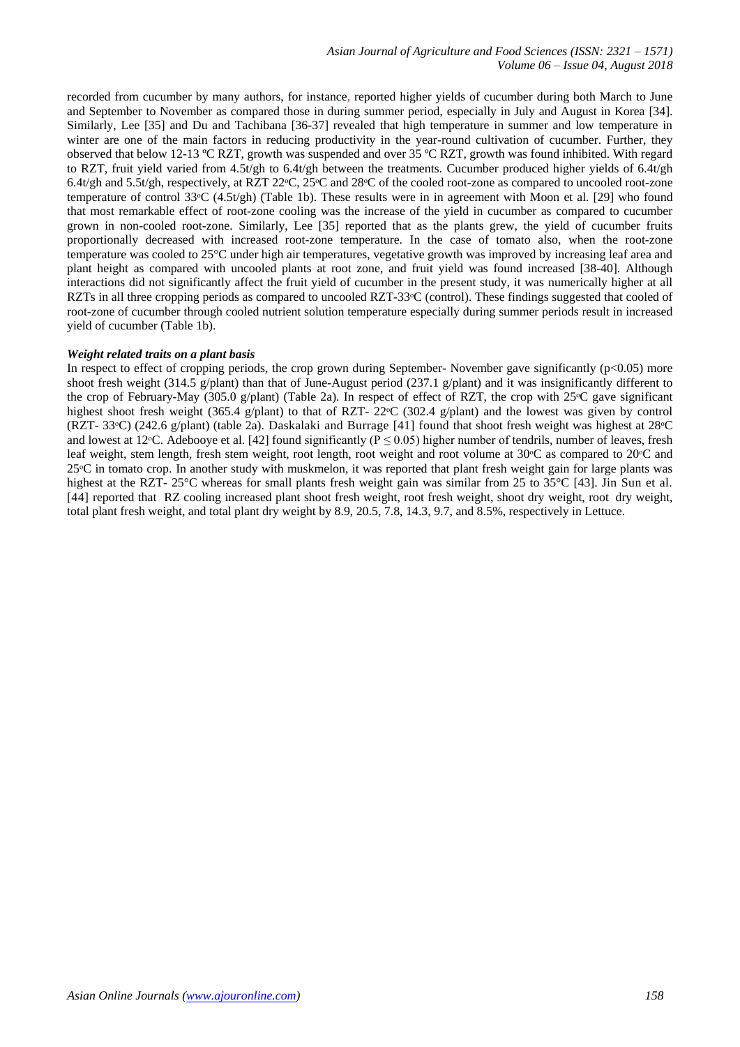recorded from cucumber by many authors, for instance, reported higher yields of cucumber during both March to June and September to November as compared those in during summer period, especially in July and August in Korea [34]. Similarly, Lee [35] and Du and Tachibana [36-37] revealed that high temperature in summer and low temperature in winter are one of the main factors in reducing productivity in the year-round cultivation of cucumber. Further, they observed that below 12-13 ºC RZT, growth was suspended and over 35 ºC RZT, growth was found inhibited. With regard to RZT, fruit yield varied from 4.5t/gh to 6.4t/gh between the treatments. Cucumber produced higher yields of 6.4t/gh 6.4t/gh and 5.5t/gh, respectively, at RZT 22ºC, 25ºC and 28ºC of the cooled root-zone as compared to uncooled root-zone temperature of control 33ºC (4.5t/gh) (Table 1b). These results were in in agreement with Moon et al. [29] who found that most remarkable effect of root-zone cooling was the increase of the yield in cucumber as compared to cucumber grown in non-cooled root-zone. Similarly, Lee [35] reported that as the plants grew, the yield of cucumber fruits proportionally decreased with increased root-zone temperature. In the case of tomato also, when the root-zone temperature was cooled to 25°C under high air temperatures, vegetative growth was improved by increasing leaf area and plant height as compared with uncooled plants at root zone, and fruit yield was found increased [38-40]. Although interactions did not significantly affect the fruit yield of cucumber in the present study, it was numerically higher at all RZTs in all three cropping periods as compared to uncooled RZT-33ºC (control). These findings suggested that cooled of root-zone of cucumber through cooled nutrient solution temperature especially during summer periods result in increased yield of cucumber (Table 1b).

***Weight related traits on a plant basis***

In respect to effect of cropping periods, the crop grown during September- November gave significantly ($p<0.05$) more shoot fresh weight (314.5 g/plant) than that of June-August period (237.1 g/plant) and it was insignificantly different to the crop of February-May (305.0 g/plant) (Table 2a). In respect of effect of RZT, the crop with 25ºC gave significant highest shoot fresh weight (365.4 g/plant) to that of RZT- 22ºC (302.4 g/plant) and the lowest was given by control (RZT- 33ºC) (242.6 g/plant) (table 2a). Daskalaki and Burrage [41] found that shoot fresh weight was highest at 28ºC and lowest at 12ºC. Adebooye et al. [42] found significantly ($P \leq 0.05$) higher number of tendrils, number of leaves, fresh leaf weight, stem length, fresh stem weight, root length, root weight and root volume at 30ºC as compared to 20ºC and 25ºC in tomato crop. In another study with muskmelon, it was reported that plant fresh weight gain for large plants was highest at the RZT- 25°C whereas for small plants fresh weight gain was similar from 25 to 35°C [43]. Jin Sun et al. [44] reported that RZ cooling increased plant shoot fresh weight, root fresh weight, shoot dry weight, root dry weight, total plant fresh weight, and total plant dry weight by 8.9, 20.5, 7.8, 14.3, 9.7, and 8.5%, respectively in Lettuce.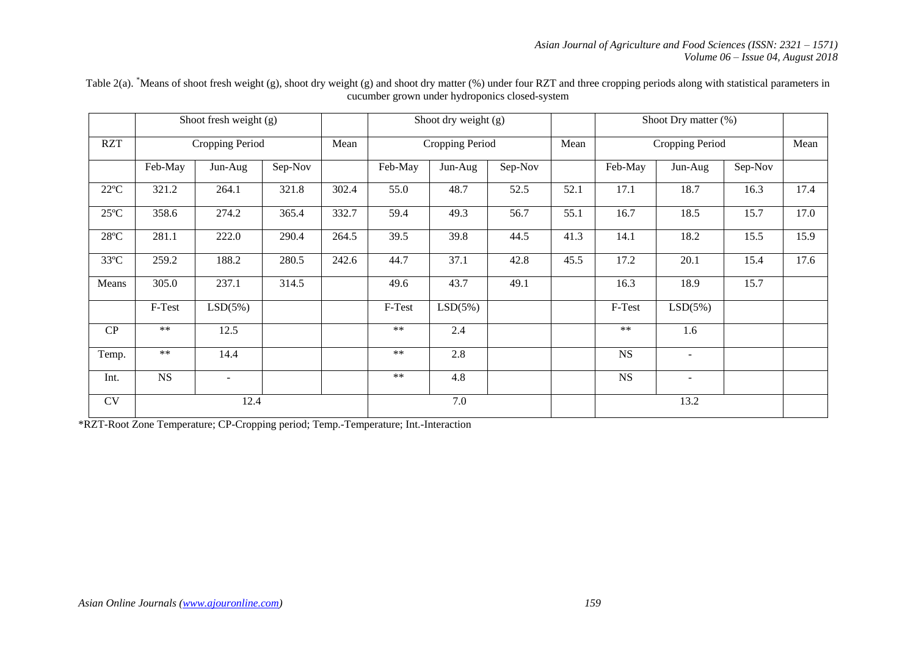Table 2(a). *Means of shoot fresh weight (g), shoot dry weight (g) and shoot dry matter (%) under four RZT and three cropping periods along with statistical parameters in cucumber grown under hydroponics closed-system

| | Shoot fresh weight (g) | | | | Shoot dry weight (g) | | | | Shoot Dry matter (%) | | | |
|---|---|---|---|---|---|---|---|---|---|---|---|---|
| RZT | Cropping Period | | | Mean | Cropping Period | | | Mean | Cropping Period | | | Mean |
| | Feb-May | Jun-Aug | Sep-Nov | | Feb-May | Jun-Aug | Sep-Nov | | Feb-May | Jun-Aug | Sep-Nov | |
| 22ºC | 321.2 | 264.1 | 321.8 | 302.4 | 55.0 | 48.7 | 52.5 | 52.1 | 17.1 | 18.7 | 16.3 | 17.4 |
| 25ºC | 358.6 | 274.2 | 365.4 | 332.7 | 59.4 | 49.3 | 56.7 | 55.1 | 16.7 | 18.5 | 15.7 | 17.0 |
| 28ºC | 281.1 | 222.0 | 290.4 | 264.5 | 39.5 | 39.8 | 44.5 | 41.3 | 14.1 | 18.2 | 15.5 | 15.9 |
| 33ºC | 259.2 | 188.2 | 280.5 | 242.6 | 44.7 | 37.1 | 42.8 | 45.5 | 17.2 | 20.1 | 15.4 | 17.6 |
| Means | 305.0 | 237.1 | 314.5 | | 49.6 | 43.7 | 49.1 | | 16.3 | 18.9 | 15.7 | |
| | F-Test | LSD(5%) | | | F-Test | LSD(5%) | | | F-Test | LSD(5%) | | |
| CP | ** | 12.5 | | | ** | 2.4 | | | ** | 1.6 | | |
| Temp. | ** | 14.4 | | | ** | 2.8 | | | NS | - | | |
| Int. | NS | - | | | ** | 4.8 | | | NS | - | | |
| CV | 12.4 | | | | 7.0 | | | | 13.2 | | | |

*RZT-Root Zone Temperature; CP-Cropping period; Temp.-Temperature; Int.-Interaction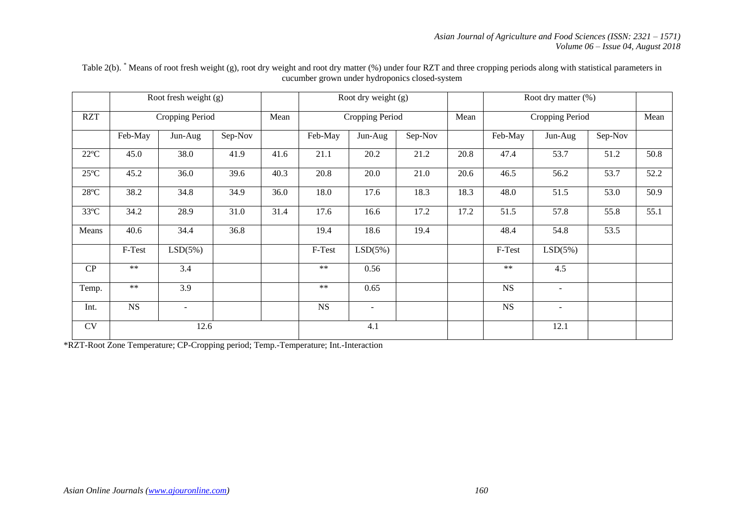Table 2(b). * Means of root fresh weight (g), root dry weight and root dry matter (%) under four RZT and three cropping periods along with statistical parameters in cucumber grown under hydroponics closed-system

| | Root fresh weight (g) | | | | Root dry weight (g) | | | | Root dry matter (%) | | | |
|---|---|---|---|---|---|---|---|---|---|---|---|---|
| RZT | Cropping Period | | | Mean | Cropping Period | | | Mean | Cropping Period | | | Mean |
| | Feb-May | Jun-Aug | Sep-Nov | | Feb-May | Jun-Aug | Sep-Nov | | Feb-May | Jun-Aug | Sep-Nov | |
| 22ºC | 45.0 | 38.0 | 41.9 | 41.6 | 21.1 | 20.2 | 21.2 | 20.8 | 47.4 | 53.7 | 51.2 | 50.8 |
| 25ºC | 45.2 | 36.0 | 39.6 | 40.3 | 20.8 | 20.0 | 21.0 | 20.6 | 46.5 | 56.2 | 53.7 | 52.2 |
| 28ºC | 38.2 | 34.8 | 34.9 | 36.0 | 18.0 | 17.6 | 18.3 | 18.3 | 48.0 | 51.5 | 53.0 | 50.9 |
| 33ºC | 34.2 | 28.9 | 31.0 | 31.4 | 17.6 | 16.6 | 17.2 | 17.2 | 51.5 | 57.8 | 55.8 | 55.1 |
| Means | 40.6 | 34.4 | 36.8 | | 19.4 | 18.6 | 19.4 | | 48.4 | 54.8 | 53.5 | |
| | F-Test | LSD(5%) | | | F-Test | LSD(5%) | | | F-Test | LSD(5%) | | |
| CP | ** | 3.4 | | | ** | 0.56 | | | ** | 4.5 | | |
| Temp. | ** | 3.9 | | | ** | 0.65 | | | NS | - | | |
| Int. | NS | - | | | NS | - | | | NS | - | | |
| CV | 12.6 | | | | 4.1 | | | | | 12.1 | | |

*RZT-Root Zone Temperature; CP-Cropping period; Temp.-Temperature; Int.-Interaction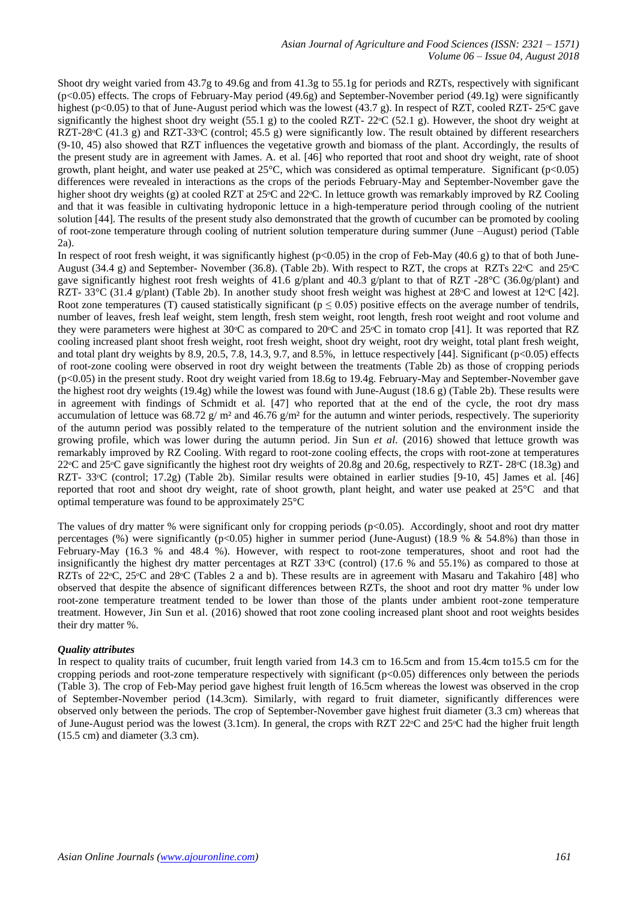Shoot dry weight varied from 43.7g to 49.6g and from 41.3g to 55.1g for periods and RZTs, respectively with significant ($p<0.05$) effects. The crops of February-May period (49.6g) and September-November period (49.1g) were significantly highest ($p<0.05$) to that of June-August period which was the lowest (43.7 g). In respect of RZT, cooled RZT- 25ºC gave significantly the highest shoot dry weight (55.1 g) to the cooled RZT- 22ºC (52.1 g). However, the shoot dry weight at RZT-28ºC (41.3 g) and RZT-33ºC (control; 45.5 g) were significantly low. The result obtained by different researchers (9-10, 45) also showed that RZT influences the vegetative growth and biomass of the plant. Accordingly, the results of the present study are in agreement with James. A. et al. [46] who reported that root and shoot dry weight, rate of shoot growth, plant height, and water use peaked at 25°C, which was considered as optimal temperature. Significant ($p<0.05$) differences were revealed in interactions as the crops of the periods February-May and September-November gave the higher shoot dry weights (g) at cooled RZT at 25ºC and 22ºC. In lettuce growth was remarkably improved by RZ Cooling and that it was feasible in cultivating hydroponic lettuce in a high-temperature period through cooling of the nutrient solution [44]. The results of the present study also demonstrated that the growth of cucumber can be promoted by cooling of root-zone temperature through cooling of nutrient solution temperature during summer (June –August) period (Table 2a).

In respect of root fresh weight, it was significantly highest ($p<0.05$) in the crop of Feb-May (40.6 g) to that of both June-August (34.4 g) and September- November (36.8). (Table 2b). With respect to RZT, the crops at RZTs 22ºC and 25ºC gave significantly highest root fresh weights of 41.6 g/plant and 40.3 g/plant to that of RZT -28°C (36.0g/plant) and RZT- 33°C (31.4 g/plant) (Table 2b). In another study shoot fresh weight was highest at 28ºC and lowest at 12ºC [42]. Root zone temperatures (T) caused statistically significant ($p \leq 0.05$) positive effects on the average number of tendrils, number of leaves, fresh leaf weight, stem length, fresh stem weight, root length, fresh root weight and root volume and they were parameters were highest at 30ºC as compared to 20ºC and 25ºC in tomato crop [41]. It was reported that RZ cooling increased plant shoot fresh weight, root fresh weight, shoot dry weight, root dry weight, total plant fresh weight, and total plant dry weights by 8.9, 20.5, 7.8, 14.3, 9.7, and 8.5%, in lettuce respectively [44]. Significant ($p<0.05$) effects of root-zone cooling were observed in root dry weight between the treatments (Table 2b) as those of cropping periods ($p<0.05$) in the present study. Root dry weight varied from 18.6g to 19.4g. February-May and September-November gave the highest root dry weights (19.4g) while the lowest was found with June-August (18.6 g) (Table 2b). These results were in agreement with findings of Schmidt et al. [47] who reported that at the end of the cycle, the root dry mass accumulation of lettuce was 68.72 g/ m² and 46.76 g/m² for the autumn and winter periods, respectively. The superiority of the autumn period was possibly related to the temperature of the nutrient solution and the environment inside the growing profile, which was lower during the autumn period. Jin Sun *et al.* (2016) showed that lettuce growth was remarkably improved by RZ Cooling. With regard to root-zone cooling effects, the crops with root-zone at temperatures 22ºC and 25ºC gave significantly the highest root dry weights of 20.8g and 20.6g, respectively to RZT- 28ºC (18.3g) and RZT- 33ºC (control; 17.2g) (Table 2b). Similar results were obtained in earlier studies [9-10, 45] James et al. [46] reported that root and shoot dry weight, rate of shoot growth, plant height, and water use peaked at 25°C and that optimal temperature was found to be approximately 25°C

The values of dry matter % were significant only for cropping periods ($p<0.05$). Accordingly, shoot and root dry matter percentages (%) were significantly ($p<0.05$) higher in summer period (June-August) (18.9 % & 54.8%) than those in February-May (16.3 % and 48.4 %). However, with respect to root-zone temperatures, shoot and root had the insignificantly the highest dry matter percentages at RZT 33ºC (control) (17.6 % and 55.1%) as compared to those at RZTs of 22ºC, 25ºC and 28ºC (Tables 2 a and b). These results are in agreement with Masaru and Takahiro [48] who observed that despite the absence of significant differences between RZTs, the shoot and root dry matter % under low root-zone temperature treatment tended to be lower than those of the plants under ambient root-zone temperature treatment. However, Jin Sun et al. (2016) showed that root zone cooling increased plant shoot and root weights besides their dry matter %.

***Quality attributes***

In respect to quality traits of cucumber, fruit length varied from 14.3 cm to 16.5cm and from 15.4cm to15.5 cm for the cropping periods and root-zone temperature respectively with significant ($p<0.05$) differences only between the periods (Table 3). The crop of Feb-May period gave highest fruit length of 16.5cm whereas the lowest was observed in the crop of September-November period (14.3cm). Similarly, with regard to fruit diameter, significantly differences were observed only between the periods. The crop of September-November gave highest fruit diameter (3.3 cm) whereas that of June-August period was the lowest (3.1cm). In general, the crops with RZT 22ºC and 25ºC had the higher fruit length (15.5 cm) and diameter (3.3 cm).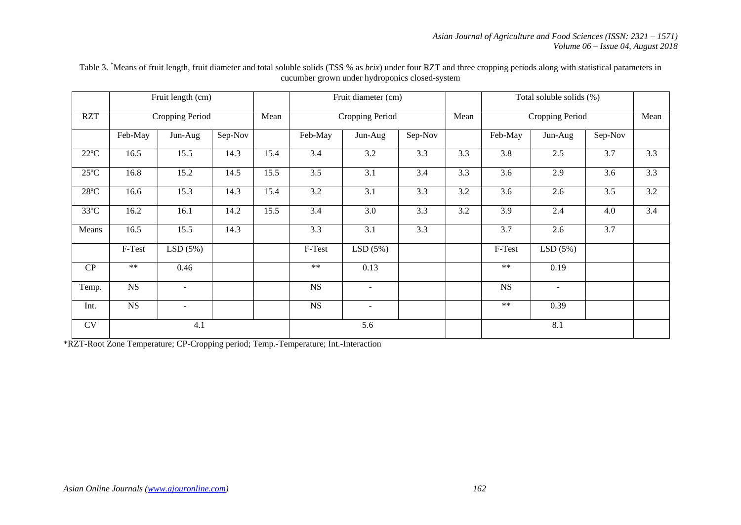Table 3. *Means of fruit length, fruit diameter and total soluble solids (TSS % as *brix*) under four RZT and three cropping periods along with statistical parameters in cucumber grown under hydroponics closed-system

| | Fruit length (cm) | | | | Fruit diameter (cm) | | | | Total soluble solids (%) | | | |
|---|---|---|---|---|---|---|---|---|---|---|---|---|
| RZT | Cropping Period | | | Mean | Cropping Period | | | Mean | Cropping Period | | | Mean |
| | Feb-May | Jun-Aug | Sep-Nov | | Feb-May | Jun-Aug | Sep-Nov | | Feb-May | Jun-Aug | Sep-Nov | |
| 22ºC | 16.5 | 15.5 | 14.3 | 15.4 | 3.4 | 3.2 | 3.3 | 3.3 | 3.8 | 2.5 | 3.7 | 3.3 |
| 25ºC | 16.8 | 15.2 | 14.5 | 15.5 | 3.5 | 3.1 | 3.4 | 3.3 | 3.6 | 2.9 | 3.6 | 3.3 |
| 28ºC | 16.6 | 15.3 | 14.3 | 15.4 | 3.2 | 3.1 | 3.3 | 3.2 | 3.6 | 2.6 | 3.5 | 3.2 |
| 33ºC | 16.2 | 16.1 | 14.2 | 15.5 | 3.4 | 3.0 | 3.3 | 3.2 | 3.9 | 2.4 | 4.0 | 3.4 |
| Means | 16.5 | 15.5 | 14.3 | | 3.3 | 3.1 | 3.3 | | 3.7 | 2.6 | 3.7 | |
| | F-Test | LSD (5%) | | | F-Test | LSD (5%) | | | F-Test | LSD (5%) | | |
| CP | ** | 0.46 | | | ** | 0.13 | | | ** | 0.19 | | |
| Temp. | NS | - | | | NS | - | | | NS | - | | |
| Int. | NS | - | | | NS | - | | | ** | 0.39 | | |
| CV | 4.1 | | | | 5.6 | | | | 8.1 | | | |

*RZT-Root Zone Temperature; CP-Cropping period; Temp.-Temperature; Int.-Interaction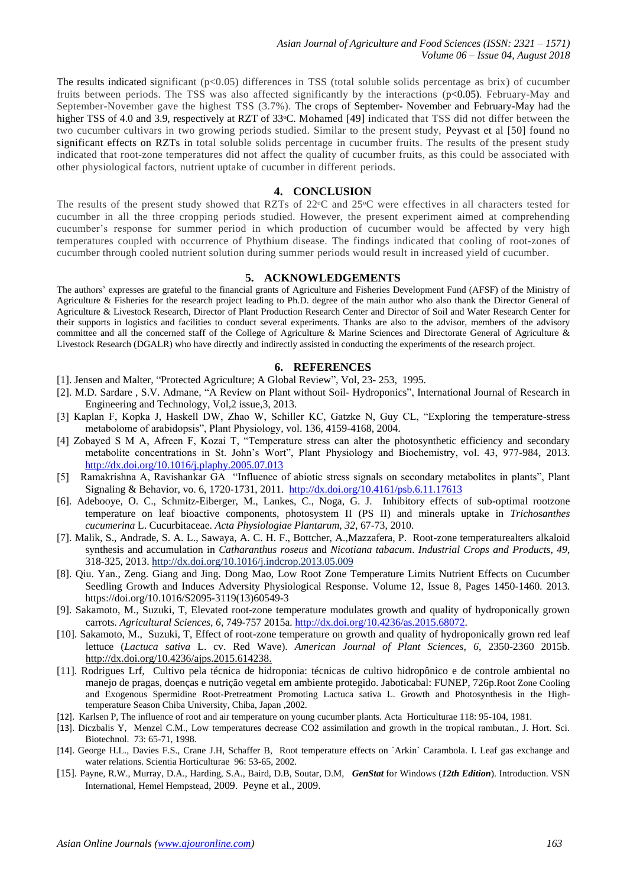The results indicated significant ($p<0.05$) differences in TSS (total soluble solids percentage as brix) of cucumber fruits between periods. The TSS was also affected significantly by the interactions ($p<0.05$). February-May and September-November gave the highest TSS (3.7%). The crops of September- November and February-May had the higher TSS of 4.0 and 3.9, respectively at RZT of 33°C. Mohamed [49] indicated that TSS did not differ between the two cucumber cultivars in two growing periods studied. Similar to the present study, Peyvast et al [50] found no significant effects on RZTs in total soluble solids percentage in cucumber fruits. The results of the present study indicated that root-zone temperatures did not affect the quality of cucumber fruits, as this could be associated with other physiological factors, nutrient uptake of cucumber in different periods.

## 4. CONCLUSION

The results of the present study showed that RZTs of 22°C and 25°C were effectives in all characters tested for cucumber in all the three cropping periods studied. However, the present experiment aimed at comprehending cucumber's response for summer period in which production of cucumber would be affected by very high temperatures coupled with occurrence of Phythium disease. The findings indicated that cooling of root-zones of cucumber through cooled nutrient solution during summer periods would result in increased yield of cucumber.

## 5. ACKNOWLEDGEMENTS

The authors' expresses are grateful to the financial grants of Agriculture and Fisheries Development Fund (AFSF) of the Ministry of Agriculture & Fisheries for the research project leading to Ph.D. degree of the main author who also thank the Director General of Agriculture & Livestock Research, Director of Plant Production Research Center and Director of Soil and Water Research Center for their supports in logistics and facilities to conduct several experiments. Thanks are also to the advisor, members of the advisory committee and all the concerned staff of the College of Agriculture & Marine Sciences and Directorate General of Agriculture & Livestock Research (DGALR) who have directly and indirectly assisted in conducting the experiments of the research project.

## 6. REFERENCES

[1]. Jensen and Malter, "Protected Agriculture; A Global Review", Vol, 23- 253, 1995.

[2]. M.D. Sardare , S.V. Admane, "A Review on Plant without Soil- Hydroponics", International Journal of Research in Engineering and Technology, Vol,2 issue,3, 2013.

[3] Kaplan F, Kopka J, Haskell DW, Zhao W, Schiller KC, Gatzke N, Guy CL, "Exploring the temperature-stress metabolome of arabidopsis", Plant Physiology, vol. 136, 4159-4168, 2004.

[4] Zobayed S M A, Afreen F, Kozai T, "Temperature stress can alter the photosynthetic efficiency and secondary metabolite concentrations in St. John's Wort", Plant Physiology and Biochemistry, vol. 43, 977-984, 2013. http://dx.doi.org/10.1016/j.plaphy.2005.07.013

[5] Ramakrishna A, Ravishankar GA "Influence of abiotic stress signals on secondary metabolites in plants", Plant Signaling & Behavior, vo. 6, 1720-1731, 2011. http://dx.doi.org/10.4161/psb.6.11.17613

[6]. Adebooye, O. C., Schmitz-Eiberger, M., Lankes, C., Noga, G. J. Inhibitory effects of sub-optimal rootzone temperature on leaf bioactive components, photosystem II (PS II) and minerals uptake in *Trichosanthes cucumerina* L. Cucurbitaceae. *Acta Physiologiae Plantarum, 32*, 67-73, 2010.

[7]. Malik, S., Andrade, S. A. L., Sawaya, A. C. H. F., Bottcher, A.,Mazzafera, P. Root-zone temperaturealters alkaloid synthesis and accumulation in *Catharanthus roseus* and *Nicotiana tabacum*. *Industrial Crops and Products, 49*, 318-325, 2013. http://dx.doi.org/10.1016/j.indcrop.2013.05.009

[8]. Qiu. Yan., Zeng. Giang and Jing. Dong Mao, Low Root Zone Temperature Limits Nutrient Effects on Cucumber Seedling Growth and Induces Adversity Physiological Response. Volume 12, Issue 8, Pages 1450-1460. 2013. https://doi.org/10.1016/S2095-3119(13)60549-3

[9]. Sakamoto, M., Suzuki, T, Elevated root-zone temperature modulates growth and quality of hydroponically grown carrots. *Agricultural Sciences, 6*, 749-757 2015a. http://dx.doi.org/10.4236/as.2015.68072.

[10]. Sakamoto, M., Suzuki, T, Effect of root-zone temperature on growth and quality of hydroponically grown red leaf lettuce (*Lactuca sativa* L. cv. Red Wave). *American Journal of Plant Sciences, 6*, 2350-2360 2015b. http://dx.doi.org/10.4236/ajps.2015.614238.

[11]. Rodrigues Lrf, Cultivo pela técnica de hidroponia: técnicas de cultivo hidropônico e de controle ambiental no manejo de pragas, doenças e nutrição vegetal em ambiente protegido. Jaboticabal: FUNEP, 726p.Root Zone Cooling and Exogenous Spermidine Root-Pretreatment Promoting Lactuca sativa L. Growth and Photosynthesis in the High-temperature Season Chiba University, Chiba, Japan ,2002.

[12]. Karlsen P, The influence of root and air temperature on young cucumber plants. Acta Horticulturae 118: 95-104, 1981.

[13]. Diczbalis Y, Menzel C.M., Low temperatures decrease CO2 assimilation and growth in the tropical rambutan., J. Hort. Sci. Biotechnol. 73: 65-71, 1998.

[14]. George H.L., Davies F.S., Crane J.H, Schaffer B, Root temperature effects on ´Arkin` Carambola. I. Leaf gas exchange and water relations. Scientia Horticulturae 96: 53-65, 2002.

[15]. Payne, R.W., Murray, D.A., Harding, S.A., Baird, D.B, Soutar, D.M, ***GenStat*** for Windows (***12th Edition***). Introduction. VSN International, Hemel Hempstead, 2009. Peyne et al., 2009.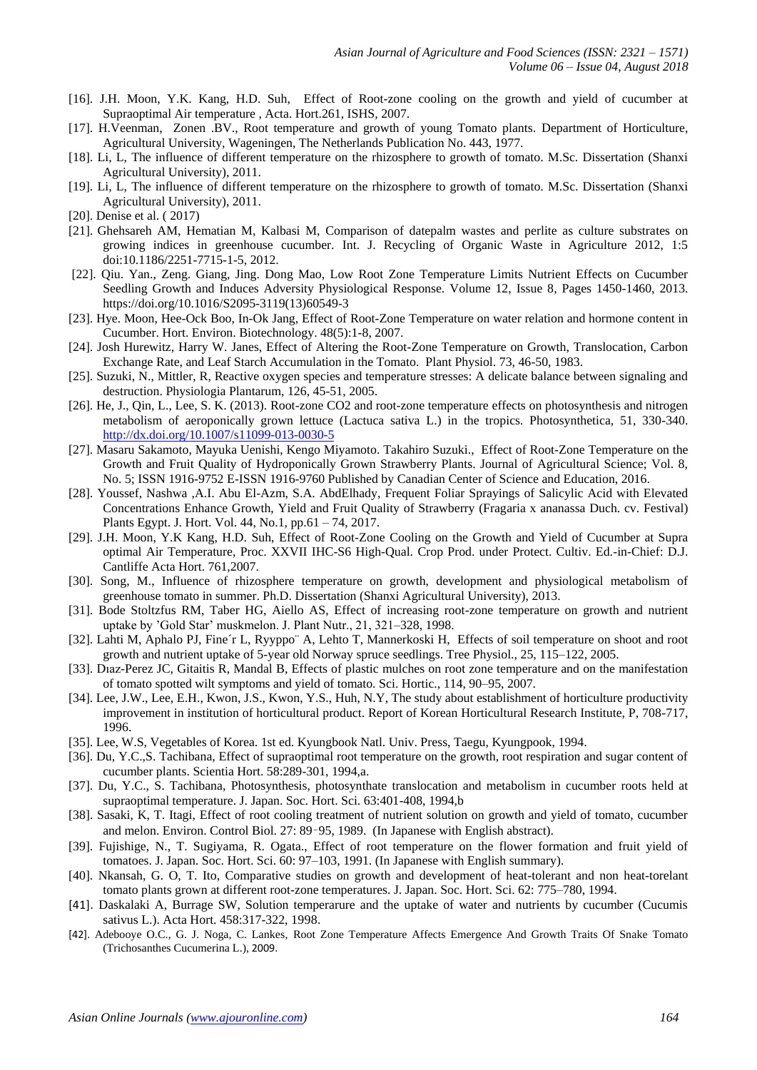[16]. J.H. Moon, Y.K. Kang, H.D. Suh, Effect of Root-zone cooling on the growth and yield of cucumber at Supraoptimal Air temperature , Acta. Hort.261, ISHS, 2007.

[17]. H.Veenman, Zonen .BV., Root temperature and growth of young Tomato plants. Department of Horticulture, Agricultural University, Wageningen, The Netherlands Publication No. 443, 1977.

[18]. Li, L, The influence of different temperature on the rhizosphere to growth of tomato. M.Sc. Dissertation (Shanxi Agricultural University), 2011.

[19]. Li, L, The influence of different temperature on the rhizosphere to growth of tomato. M.Sc. Dissertation (Shanxi Agricultural University), 2011.

[20]. Denise et al. ( 2017)

[21]. Ghehsareh AM, Hematian M, Kalbasi M, Comparison of datepalm wastes and perlite as culture substrates on growing indices in greenhouse cucumber. Int. J. Recycling of Organic Waste in Agriculture 2012, 1:5 doi:10.1186/2251-7715-1-5, 2012.

[22]. Qiu. Yan., Zeng. Giang, Jing. Dong Mao, Low Root Zone Temperature Limits Nutrient Effects on Cucumber Seedling Growth and Induces Adversity Physiological Response. Volume 12, Issue 8, Pages 1450-1460, 2013. https://doi.org/10.1016/S2095-3119(13)60549-3

[23]. Hye. Moon, Hee-Ock Boo, In-Ok Jang, Effect of Root-Zone Temperature on water relation and hormone content in Cucumber. Hort. Environ. Biotechnology. 48(5):1-8, 2007.

[24]. Josh Hurewitz, Harry W. Janes, Effect of Altering the Root-Zone Temperature on Growth, Translocation, Carbon Exchange Rate, and Leaf Starch Accumulation in the Tomato. Plant Physiol. 73, 46-50, 1983.

[25]. Suzuki, N., Mittler, R, Reactive oxygen species and temperature stresses: A delicate balance between signaling and destruction. Physiologia Plantarum, 126, 45-51, 2005.

[26]. He, J., Qin, L., Lee, S. K. (2013). Root-zone CO2 and root-zone temperature effects on photosynthesis and nitrogen metabolism of aeroponically grown lettuce (Lactuca sativa L.) in the tropics. Photosynthetica, 51, 330-340. http://dx.doi.org/10.1007/s11099-013-0030-5

[27]. Masaru Sakamoto, Mayuka Uenishi, Kengo Miyamoto. Takahiro Suzuki., Effect of Root-Zone Temperature on the Growth and Fruit Quality of Hydroponically Grown Strawberry Plants. Journal of Agricultural Science; Vol. 8, No. 5; ISSN 1916-9752 E-ISSN 1916-9760 Published by Canadian Center of Science and Education, 2016.

[28]. Youssef, Nashwa ,A.I. Abu El-Azm, S.A. AbdElhady, Frequent Foliar Sprayings of Salicylic Acid with Elevated Concentrations Enhance Growth, Yield and Fruit Quality of Strawberry (Fragaria x ananassa Duch. cv. Festival) Plants Egypt. J. Hort. Vol. 44, No.1, pp.61 – 74, 2017.

[29]. J.H. Moon, Y.K Kang, H.D. Suh, Effect of Root-Zone Cooling on the Growth and Yield of Cucumber at Supra optimal Air Temperature, Proc. XXVII IHC-S6 High-Qual. Crop Prod. under Protect. Cultiv. Ed.-in-Chief: D.J. Cantliffe Acta Hort. 761,2007.

[30]. Song, M., Influence of rhizosphere temperature on growth, development and physiological metabolism of greenhouse tomato in summer. Ph.D. Dissertation (Shanxi Agricultural University), 2013.

[31]. Bode Stoltzfus RM, Taber HG, Aiello AS, Effect of increasing root-zone temperature on growth and nutrient uptake by 'Gold Star' muskmelon. J. Plant Nutr., 21, 321–328, 1998.

[32]. Lahti M, Aphalo PJ, Fine´r L, Ryyppo¨ A, Lehto T, Mannerkoski H, Effects of soil temperature on shoot and root growth and nutrient uptake of 5-year old Norway spruce seedlings. Tree Physiol., 25, 115–122, 2005.

[33]. Dıaz-Perez JC, Gitaitis R, Mandal B, Effects of plastic mulches on root zone temperature and on the manifestation of tomato spotted wilt symptoms and yield of tomato. Sci. Hortic., 114, 90–95, 2007.

[34]. Lee, J.W., Lee, E.H., Kwon, J.S., Kwon, Y.S., Huh, N.Y, The study about establishment of horticulture productivity improvement in institution of horticultural product. Report of Korean Horticultural Research Institute, P, 708-717, 1996.

[35]. Lee, W.S, Vegetables of Korea. 1st ed. Kyungbook Natl. Univ. Press, Taegu, Kyungpook, 1994.

[36]. Du, Y.C.,S. Tachibana, Effect of supraoptimal root temperature on the growth, root respiration and sugar content of cucumber plants. Scientia Hort. 58:289-301, 1994,a.

[37]. Du, Y.C., S. Tachibana, Photosynthesis, photosynthate translocation and metabolism in cucumber roots held at supraoptimal temperature. J. Japan. Soc. Hort. Sci. 63:401-408, 1994,b

[38]. Sasaki, K, T. Itagi, Effect of root cooling treatment of nutrient solution on growth and yield of tomato, cucumber and melon. Environ. Control Biol. 27: 89–95, 1989. (In Japanese with English abstract).

[39]. Fujishige, N., T. Sugiyama, R. Ogata., Effect of root temperature on the flower formation and fruit yield of tomatoes. J. Japan. Soc. Hort. Sci. 60: 97–103, 1991. (In Japanese with English summary).

[40]. Nkansah, G. O, T. Ito, Comparative studies on growth and development of heat-tolerant and non heat-torelant tomato plants grown at different root-zone temperatures. J. Japan. Soc. Hort. Sci. 62: 775–780, 1994.

[41]. Daskalaki A, Burrage SW, Solution temperarure and the uptake of water and nutrients by cucumber (Cucumis sativus L.). Acta Hort. 458:317-322, 1998.

[42]. Adebooye O.C., G. J. Noga, C. Lankes, Root Zone Temperature Affects Emergence And Growth Traits Of Snake Tomato (Trichosanthes Cucumerina L.), 2009.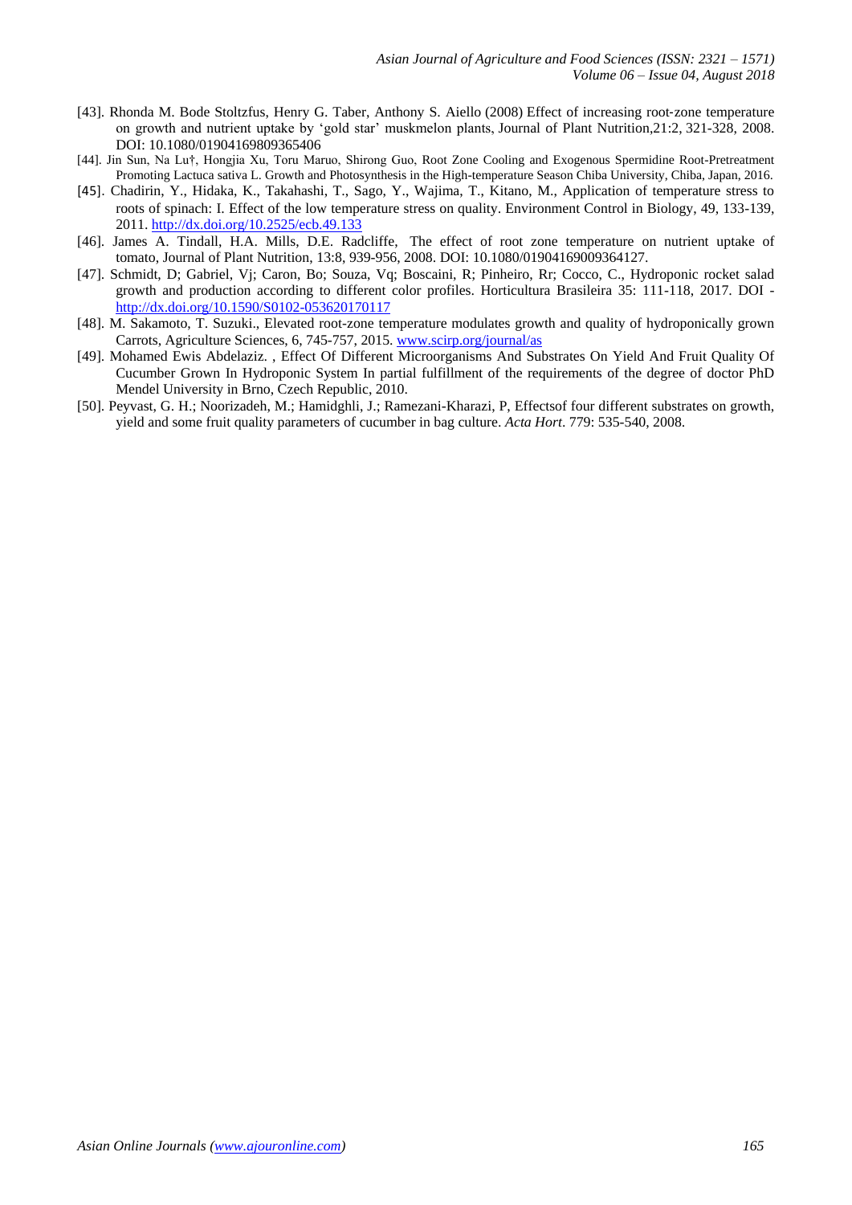[43]. Rhonda M. Bode Stoltzfus, Henry G. Taber, Anthony S. Aiello (2008) Effect of increasing root-zone temperature on growth and nutrient uptake by 'gold star' muskmelon plants, Journal of Plant Nutrition,21:2, 321-328, 2008. DOI: 10.1080/01904169809365406

[44]. Jin Sun, Na Lu†, Hongjia Xu, Toru Maruo, Shirong Guo, Root Zone Cooling and Exogenous Spermidine Root-Pretreatment Promoting Lactuca sativa L. Growth and Photosynthesis in the High-temperature Season Chiba University, Chiba, Japan, 2016.

[45]. Chadirin, Y., Hidaka, K., Takahashi, T., Sago, Y., Wajima, T., Kitano, M., Application of temperature stress to roots of spinach: I. Effect of the low temperature stress on quality. Environment Control in Biology, 49, 133-139, 2011. http://dx.doi.org/10.2525/ecb.49.133

[46]. James A. Tindall, H.A. Mills, D.E. Radcliffe, The effect of root zone temperature on nutrient uptake of tomato, Journal of Plant Nutrition, 13:8, 939-956, 2008. DOI: 10.1080/01904169009364127.

[47]. Schmidt, D; Gabriel, Vj; Caron, Bo; Souza, Vq; Boscaini, R; Pinheiro, Rr; Cocco, C., Hydroponic rocket salad growth and production according to different color profiles. Horticultura Brasileira 35: 111-118, 2017. DOI - http://dx.doi.org/10.1590/S0102-053620170117

[48]. M. Sakamoto, T. Suzuki., Elevated root-zone temperature modulates growth and quality of hydroponically grown Carrots, Agriculture Sciences, 6, 745-757, 2015. www.scirp.org/journal/as

[49]. Mohamed Ewis Abdelaziz. , Effect Of Different Microorganisms And Substrates On Yield And Fruit Quality Of Cucumber Grown In Hydroponic System In partial fulfillment of the requirements of the degree of doctor PhD Mendel University in Brno, Czech Republic, 2010.

[50]. Peyvast, G. H.; Noorizadeh, M.; Hamidghli, J.; Ramezani-Kharazi, P, Effectsof four different substrates on growth, yield and some fruit quality parameters of cucumber in bag culture. *Acta Hort*. 779: 535-540, 2008.